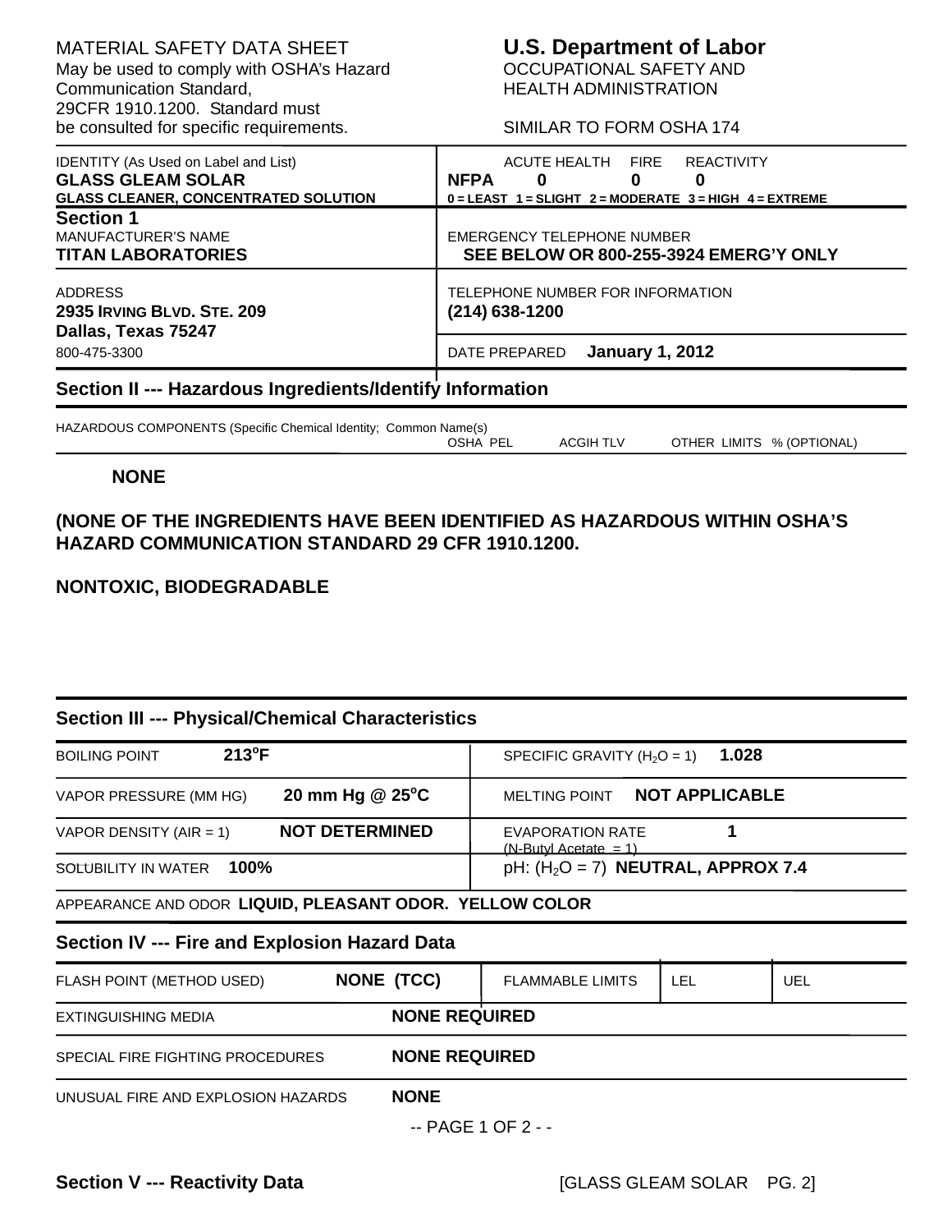MATERIAL SAFETY DATA SHEET
May be used to comply with OSHA's Hazard Communication Standard, 29CFR 1910.1200. Standard must be consulted for specific requirements.

**U.S. Department of Labor**
OCCUPATIONAL SAFETY AND HEALTH ADMINISTRATION

SIMILAR TO FORM OSHA 174

| IDENTITY (As Used on Label and List) | | ACUTE HEALTH | FIRE | REACTIVITY |
|---|---|---|---|---|
| **GLASS GLEAM SOLAR** **GLASS CLEANER, CONCENTRATED SOLUTION** | **NFPA** | **0** | **0** | **0** |
| | 0 = LEAST 1 = SLIGHT 2 = MODERATE 3 = HIGH 4 = EXTREME | | | |

| **Section 1** | |
|---|---|
| MANUFACTURER'S NAME **TITAN LABORATORIES** | EMERGENCY TELEPHONE NUMBER **SEE BELOW OR 800-255-3924 EMERG'Y ONLY** |
| ADDRESS **2935 IRVING BLVD. STE. 209 Dallas, Texas 75247** | TELEPHONE NUMBER FOR INFORMATION **(214) 638-1200** |
| 800-475-3300 | DATE PREPARED **January 1, 2012** |

## Section II --- Hazardous Ingredients/Identify Information

| HAZARDOUS COMPONENTS (Specific Chemical Identity; Common Name(s) | OSHA PEL | ACGIH TLV | OTHER LIMITS | % (OPTIONAL) |
|---|---|---|---|---|

**NONE**

**(NONE OF THE INGREDIENTS HAVE BEEN IDENTIFIED AS HAZARDOUS WITHIN OSHA'S HAZARD COMMUNICATION STANDARD 29 CFR 1910.1200.**

**NONTOXIC, BIODEGRADABLE**

## Section III --- Physical/Chemical Characteristics

| | | | |
|---|---|---|---|
| BOILING POINT | **213°F** | SPECIFIC GRAVITY ($H_2O$ = 1) | **1.028** |
| VAPOR PRESSURE (MM HG) | **20 mm Hg @ 25°C** | MELTING POINT | **NOT APPLICABLE** |
| VAPOR DENSITY (AIR = 1) | **NOT DETERMINED** | EVAPORATION RATE (N-Butyl Acetate = 1) | **1** |
| SOLUBILITY IN WATER | **100%** | pH: ($H_2O$ = 7) | **NEUTRAL, APPROX 7.4** |

APPEARANCE AND ODOR **LIQUID, PLEASANT ODOR. YELLOW COLOR**

## Section IV --- Fire and Explosion Hazard Data

| FLASH POINT (METHOD USED) | **NONE (TCC)** | FLAMMABLE LIMITS | LEL | UEL |
|---|---|---|---|---|

| | |
|---|---|
| EXTINGUISHING MEDIA | **NONE REQUIRED** |
| SPECIAL FIRE FIGHTING PROCEDURES | **NONE REQUIRED** |
| UNUSUAL FIRE AND EXPLOSION HAZARDS | **NONE** |

## Section V --- Reactivity Data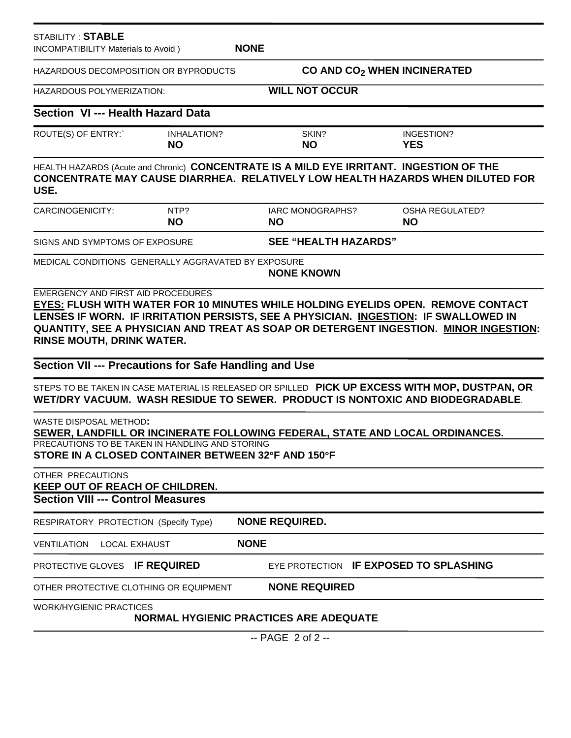STABILITY : **STABLE**

INCOMPATIBILITY Materials to Avoid ) **NONE**

HAZARDOUS DECOMPOSITION OR BYPRODUCTS **CO AND $CO_2$ WHEN INCINERATED**

HAZARDOUS POLYMERIZATION: **WILL NOT OCCUR**

## Section VI --- Health Hazard Data

| ROUTE(S) OF ENTRY:` | INHALATION? | SKIN? | INGESTION? |
|---|---|---|---|
| | **NO** | **NO** | **YES** |

HEALTH HAZARDS (Acute and Chronic) **CONCENTRATE IS A MILD EYE IRRITANT. INGESTION OF THE CONCENTRATE MAY CAUSE DIARRHEA. RELATIVELY LOW HEALTH HAZARDS WHEN DILUTED FOR USE.**

| CARCINOGENICITY: | NTP? | IARC MONOGRAPHS? | OSHA REGULATED? |
|---|---|---|---|
| | **NO** | **NO** | **NO** |

SIGNS AND SYMPTOMS OF EXPOSURE **SEE "HEALTH HAZARDS"**

MEDICAL CONDITIONS GENERALLY AGGRAVATED BY EXPOSURE
**NONE KNOWN**

EMERGENCY AND FIRST AID PROCEDURES
**EYES: FLUSH WITH WATER FOR 10 MINUTES WHILE HOLDING EYELIDS OPEN. REMOVE CONTACT LENSES IF WORN. IF IRRITATION PERSISTS, SEE A PHYSICIAN. INGESTION: IF SWALLOWED IN QUANTITY, SEE A PHYSICIAN AND TREAT AS SOAP OR DETERGENT INGESTION. MINOR INGESTION: RINSE MOUTH, DRINK WATER.**

## Section VII --- Precautions for Safe Handling and Use

STEPS TO BE TAKEN IN CASE MATERIAL IS RELEASED OR SPILLED **PICK UP EXCESS WITH MOP, DUSTPAN, OR WET/DRY VACUUM. WASH RESIDUE TO SEWER. PRODUCT IS NONTOXIC AND BIODEGRADABLE**.

WASTE DISPOSAL METHOD**:**
**SEWER, LANDFILL OR INCINERATE FOLLOWING FEDERAL, STATE AND LOCAL ORDINANCES.**

PRECAUTIONS TO BE TAKEN IN HANDLING AND STORING
**STORE IN A CLOSED CONTAINER BETWEEN 32°F AND 150°F**

OTHER PRECAUTIONS
**KEEP OUT OF REACH OF CHILDREN.**

## Section VIII --- Control Measures

RESPIRATORY PROTECTION (Specify Type) **NONE REQUIRED.**

VENTILATION LOCAL EXHAUST **NONE**

PROTECTIVE GLOVES **IF REQUIRED** EYE PROTECTION **IF EXPOSED TO SPLASHING**

OTHER PROTECTIVE CLOTHING OR EQUIPMENT **NONE REQUIRED**

WORK/HYGIENIC PRACTICES
**NORMAL HYGIENIC PRACTICES ARE ADEQUATE**